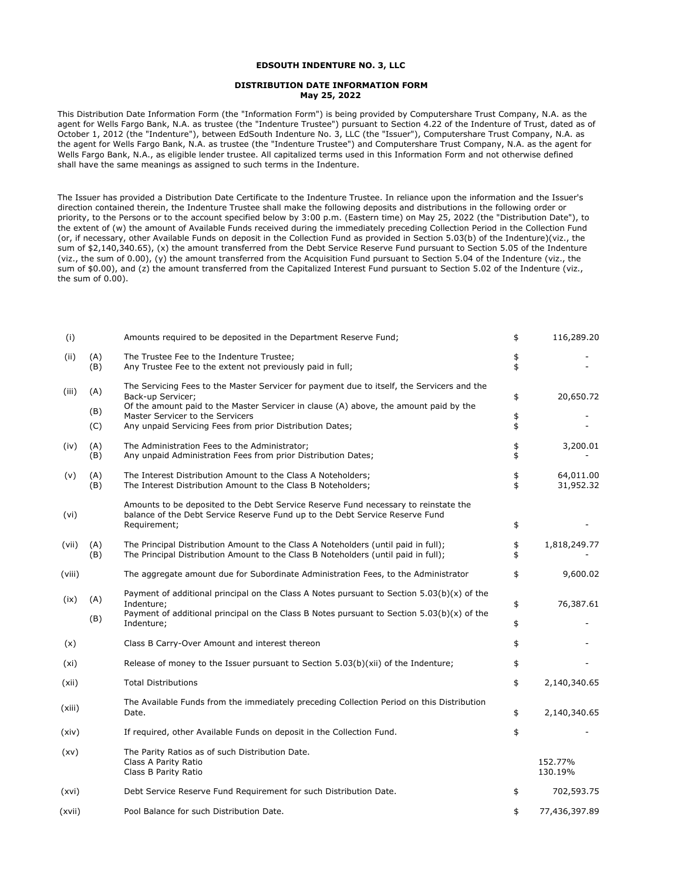# EDSOUTH INDENTURE NO. 3, LLC

## DISTRIBUTION DATE INFORMATION FORM
## May 25, 2022

This Distribution Date Information Form (the "Information Form") is being provided by Computershare Trust Company, N.A. as the agent for Wells Fargo Bank, N.A. as trustee (the "Indenture Trustee") pursuant to Section 4.22 of the Indenture of Trust, dated as of October 1, 2012 (the "Indenture"), between EdSouth Indenture No. 3, LLC (the "Issuer"), Computershare Trust Company, N.A. as the agent for Wells Fargo Bank, N.A. as trustee (the "Indenture Trustee") and Computershare Trust Company, N.A. as the agent for Wells Fargo Bank, N.A., as eligible lender trustee. All capitalized terms used in this Information Form and not otherwise defined shall have the same meanings as assigned to such terms in the Indenture.

The Issuer has provided a Distribution Date Certificate to the Indenture Trustee. In reliance upon the information and the Issuer's direction contained therein, the Indenture Trustee shall make the following deposits and distributions in the following order or priority, to the Persons or to the account specified below by 3:00 p.m. (Eastern time) on May 25, 2022 (the "Distribution Date"), to the extent of (w) the amount of Available Funds received during the immediately preceding Collection Period in the Collection Fund (or, if necessary, other Available Funds on deposit in the Collection Fund as provided in Section 5.03(b) of the Indenture)(viz., the sum of $2,140,340.65), (x) the amount transferred from the Debt Service Reserve Fund pursuant to Section 5.05 of the Indenture (viz., the sum of 0.00), (y) the amount transferred from the Acquisition Fund pursuant to Section 5.04 of the Indenture (viz., the sum of $0.00), and (z) the amount transferred from the Capitalized Interest Fund pursuant to Section 5.02 of the Indenture (viz., the sum of 0.00).

| | | | | |
|---|---|---|---|---|
| (i) | | Amounts required to be deposited in the Department Reserve Fund; | $ | 116,289.20 |
| (ii) | (A) | The Trustee Fee to the Indenture Trustee; | $ | - |
| | (B) | Any Trustee Fee to the extent not previously paid in full; | $ | - |
| (iii) | (A) | The Servicing Fees to the Master Servicer for payment due to itself, the Servicers and the Back-up Servicer; | $ | 20,650.72 |
| | (B) | Of the amount paid to the Master Servicer in clause (A) above, the amount paid by the Master Servicer to the Servicers | $ | - |
| | (C) | Any unpaid Servicing Fees from prior Distribution Dates; | $ | - |
| (iv) | (A) | The Administration Fees to the Administrator; | $ | 3,200.01 |
| | (B) | Any unpaid Administration Fees from prior Distribution Dates; | $ | - |
| (v) | (A) | The Interest Distribution Amount to the Class A Noteholders; | $ | 64,011.00 |
| | (B) | The Interest Distribution Amount to the Class B Noteholders; | $ | 31,952.32 |
| (vi) | | Amounts to be deposited to the Debt Service Reserve Fund necessary to reinstate the balance of the Debt Service Reserve Fund up to the Debt Service Reserve Fund Requirement; | $ | - |
| (vii) | (A) | The Principal Distribution Amount to the Class A Noteholders (until paid in full); | $ | 1,818,249.77 |
| | (B) | The Principal Distribution Amount to the Class B Noteholders (until paid in full); | $ | - |
| (viii) | | The aggregate amount due for Subordinate Administration Fees, to the Administrator | $ | 9,600.02 |
| (ix) | (A) | Payment of additional principal on the Class A Notes pursuant to Section 5.03(b)(x) of the Indenture; | $ | 76,387.61 |
| | (B) | Payment of additional principal on the Class B Notes pursuant to Section 5.03(b)(x) of the Indenture; | $ | - |
| (x) | | Class B Carry-Over Amount and interest thereon | $ | - |
| (xi) | | Release of money to the Issuer pursuant to Section 5.03(b)(xii) of the Indenture; | $ | - |
| (xii) | | Total Distributions | $ | 2,140,340.65 |
| (xiii) | | The Available Funds from the immediately preceding Collection Period on this Distribution Date. | $ | 2,140,340.65 |
| (xiv) | | If required, other Available Funds on deposit in the Collection Fund. | $ | - |
| (xv) | | The Parity Ratios as of such Distribution Date. | | |
| | | Class A Parity Ratio | | 152.77% |
| | | Class B Parity Ratio | | 130.19% |
| (xvi) | | Debt Service Reserve Fund Requirement for such Distribution Date. | $ | 702,593.75 |
| (xvii) | | Pool Balance for such Distribution Date. | $ | 77,436,397.89 |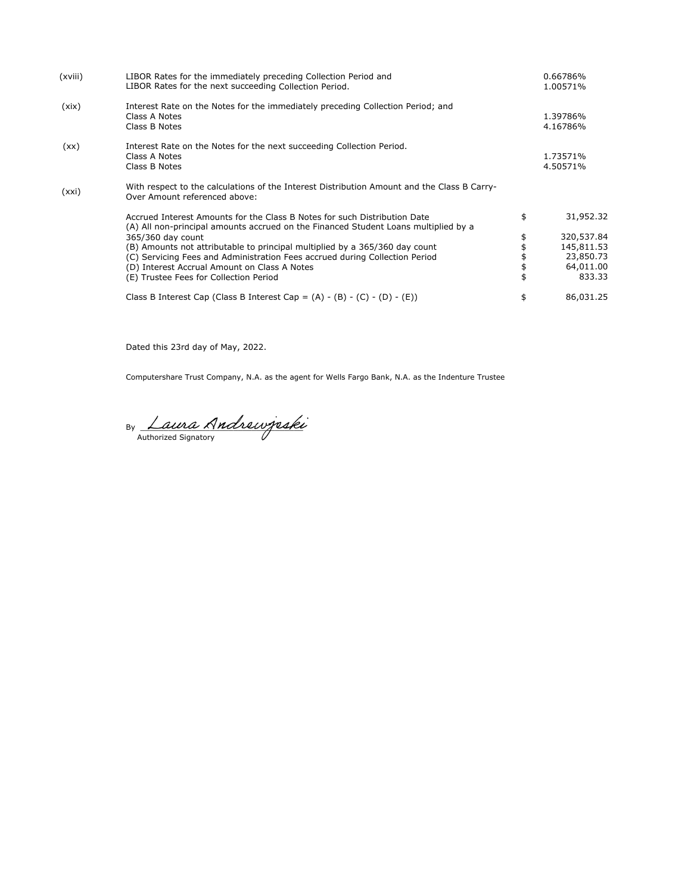| | | | |
|---|---|---|---|
| (xviii) | LIBOR Rates for the immediately preceding Collection Period and<br>LIBOR Rates for the next succeeding Collection Period. | | 0.66786%<br>1.00571% |
| (xix) | Interest Rate on the Notes for the immediately preceding Collection Period; and | | |
| | Class A Notes | | 1.39786% |
| | Class B Notes | | 4.16786% |
| (xx) | Interest Rate on the Notes for the next succeeding Collection Period. | | |
| | Class A Notes | | 1.73571% |
| | Class B Notes | | 4.50571% |
| (xxi) | With respect to the calculations of the Interest Distribution Amount and the Class B Carry-Over Amount referenced above: | | |
| | Accrued Interest Amounts for the Class B Notes for such Distribution Date | $ | 31,952.32 |
| | (A) All non-principal amounts accrued on the Financed Student Loans multiplied by a 365/360 day count | $ | 320,537.84 |
| | (B) Amounts not attributable to principal multiplied by a 365/360 day count | $ | 145,811.53 |
| | (C) Servicing Fees and Administration Fees accrued during Collection Period | $ | 23,850.73 |
| | (D) Interest Accrual Amount on Class A Notes | $ | 64,011.00 |
| | (E) Trustee Fees for Collection Period | $ | 833.33 |
| | Class B Interest Cap (Class B Interest Cap = (A) - (B) - (C) - (D) - (E)) | $ | 86,031.25 |

Dated this 23rd day of May, 2022.

Computershare Trust Company, N.A. as the agent for Wells Fargo Bank, N.A. as the Indenture Trustee

By Laura Andrewjeski

Authorized Signatory